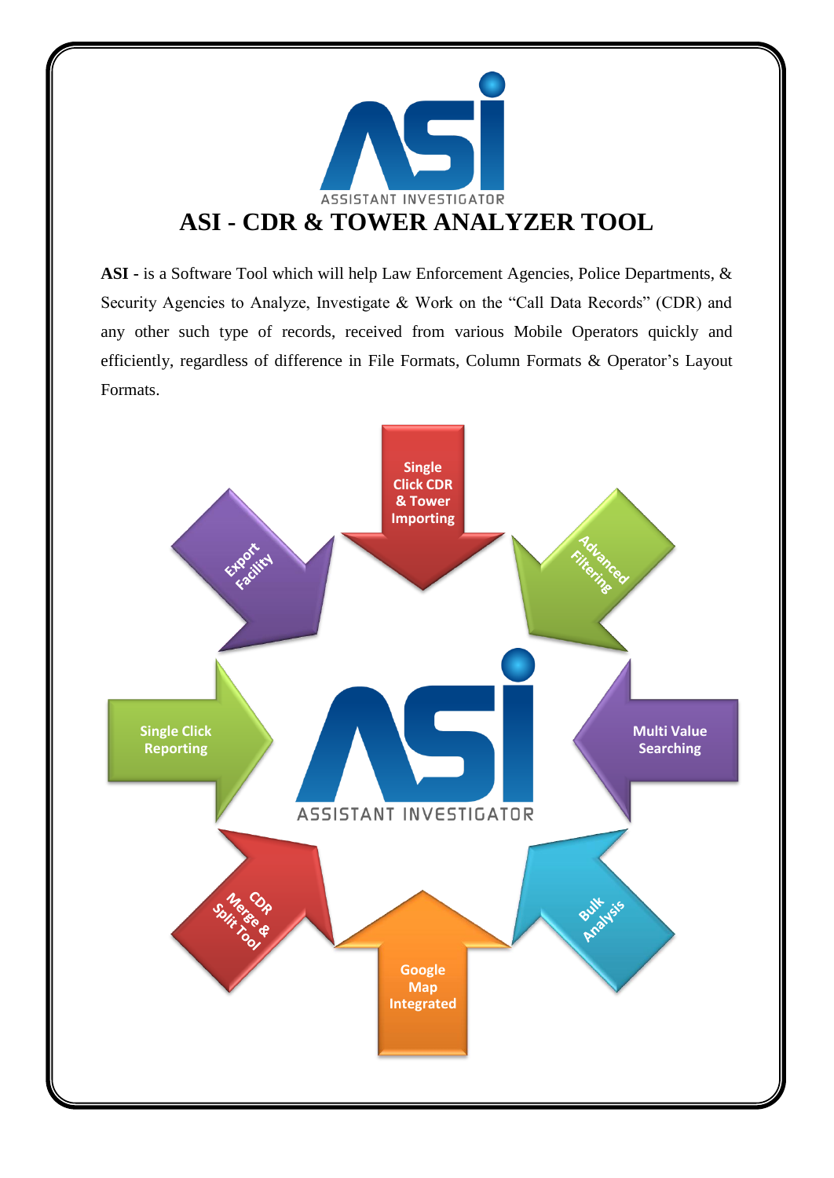ASSISTANT INVESTIGATOR

# ASI - CDR & TOWER ANALYZER TOOL

**ASI -** is a Software Tool which will help Law Enforcement Agencies, Police Departments, & Security Agencies to Analyze, Investigate & Work on the "Call Data Records" (CDR) and any other such type of records, received from various Mobile Operators quickly and efficiently, regardless of difference in File Formats, Column Formats & Operator's Layout Formats.

- Single Click CDR & Tower Importing
- Advanced Filtering
- Multi Value Searching
- Bulk Analysis
- Google Map Integrated
- CDR Merge & Split Tool
- Single Click Reporting
- Export Facility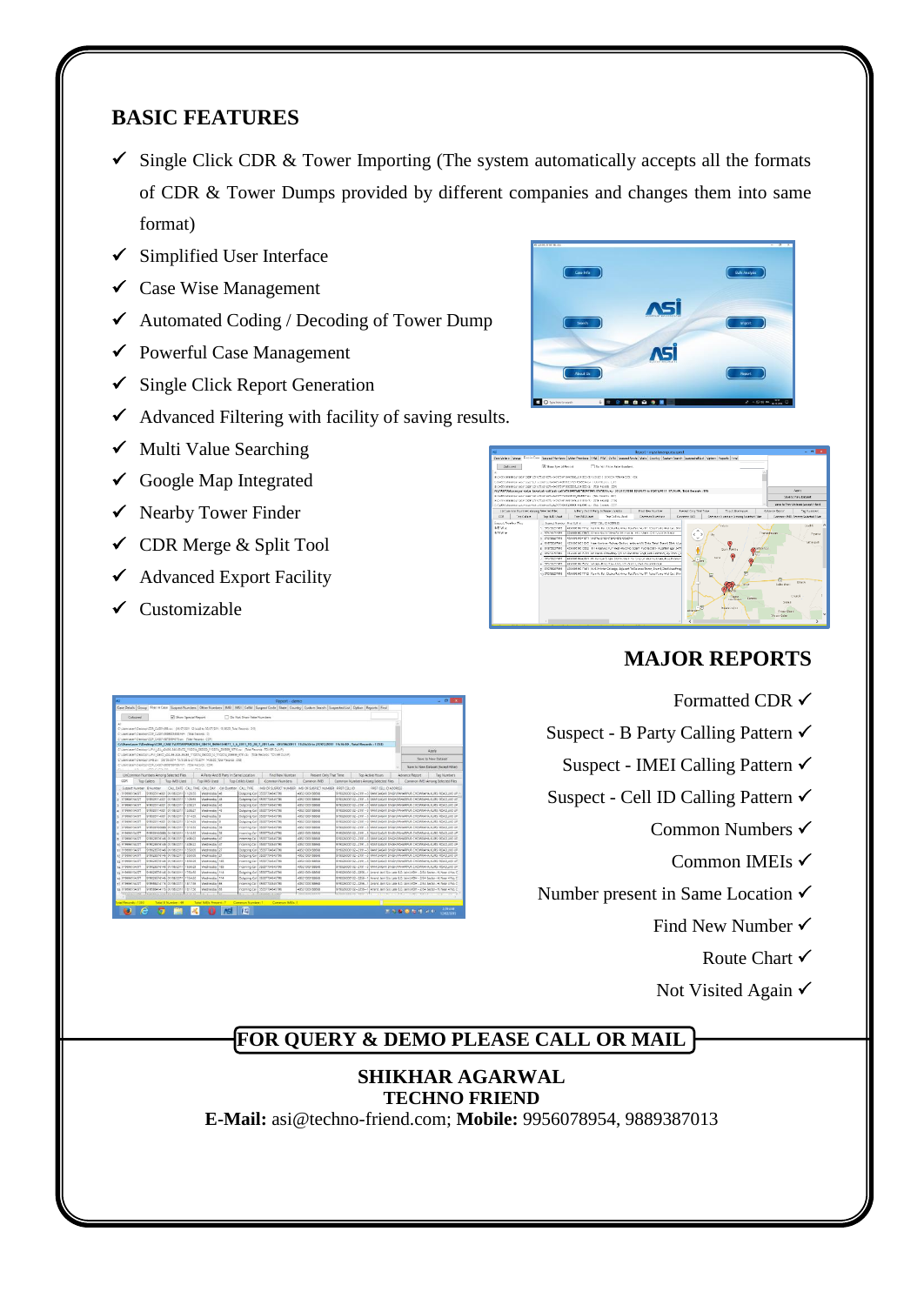## BASIC FEATURES

- ✓ Single Click CDR & Tower Importing (The system automatically accepts all the formats of CDR & Tower Dumps provided by different companies and changes them into same format)
- ✓ Simplified User Interface
- ✓ Case Wise Management
- ✓ Automated Coding / Decoding of Tower Dump
- ✓ Powerful Case Management
- ✓ Single Click Report Generation
- ✓ Advanced Filtering with facility of saving results.
- ✓ Multi Value Searching
- ✓ Google Map Integrated
- ✓ Nearby Tower Finder
- ✓ CDR Merge & Split Tool
- ✓ Advanced Export Facility
- ✓ Customizable

## MAJOR REPORTS

- Formatted CDR ✓
- Suspect - B Party Calling Pattern ✓
- Suspect - IMEI Calling Pattern ✓
- Suspect - Cell ID Calling Pattern ✓
- Common Numbers ✓
- Common IMEIs ✓
- Number present in Same Location ✓
- Find New Number ✓
- Route Chart ✓
- Not Visited Again ✓

**FOR QUERY & DEMO PLEASE CALL OR MAIL**

**SHIKHAR AGARWAL**
**TECHNO FRIEND**
**E-Mail:** asi@techno-friend.com; **Mobile:** 9956078954, 9889387013